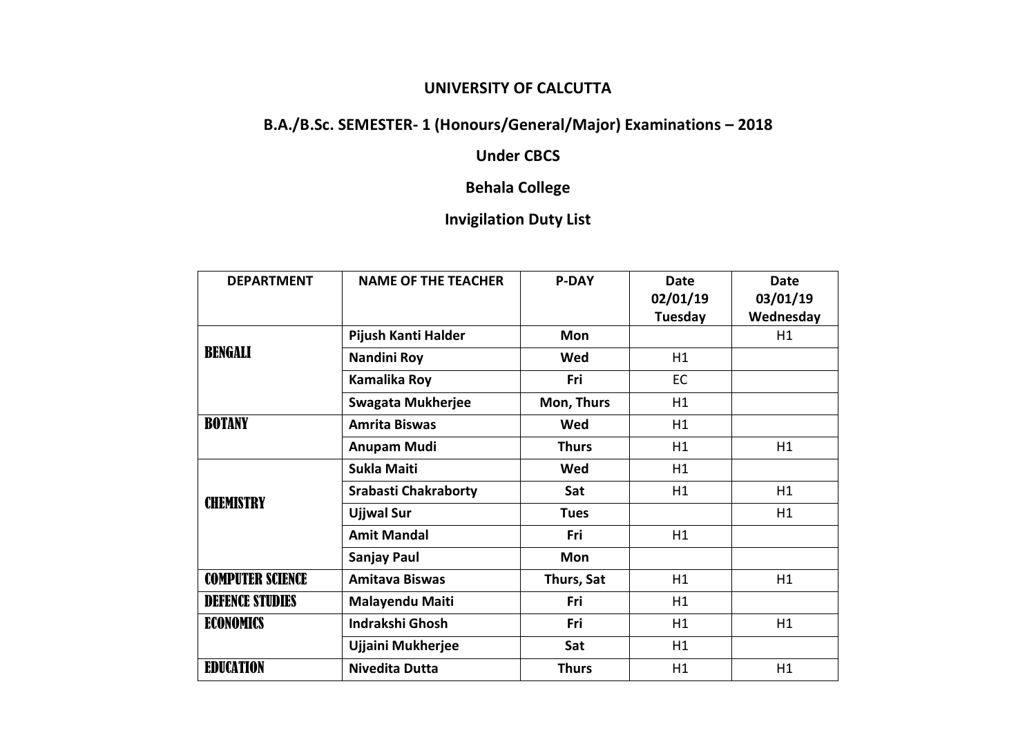**UNIVERSITY OF CALCUTTA**

**B.A./B.Sc. SEMESTER- 1 (Honours/General/Major) Examinations – 2018**

**Under CBCS**

**Behala College**

**Invigilation Duty List**

| DEPARTMENT | NAME OF THE TEACHER | P-DAY | Date 02/01/19 Tuesday | Date 03/01/19 Wednesday |
|---|---|---|---|---|
| BENGALI | Pijush Kanti Halder | Mon | | H1 |
| | Nandini Roy | Wed | H1 | |
| | Kamalika Roy | Fri | EC | |
| | Swagata Mukherjee | Mon, Thurs | H1 | |
| BOTANY | Amrita Biswas | Wed | H1 | |
| | Anupam Mudi | Thurs | H1 | H1 |
| CHEMISTRY | Sukla Maiti | Wed | H1 | |
| | Srabasti Chakraborty | Sat | H1 | H1 |
| | Ujjwal Sur | Tues | | H1 |
| | Amit Mandal | Fri | H1 | |
| | Sanjay Paul | Mon | | |
| COMPUTER SCIENCE | Amitava Biswas | Thurs, Sat | H1 | H1 |
| DEFENCE STUDIES | Malayendu Maiti | Fri | H1 | |
| ECONOMICS | Indrakshi Ghosh | Fri | H1 | H1 |
| | Ujjaini Mukherjee | Sat | H1 | |
| EDUCATION | Nivedita Dutta | Thurs | H1 | H1 |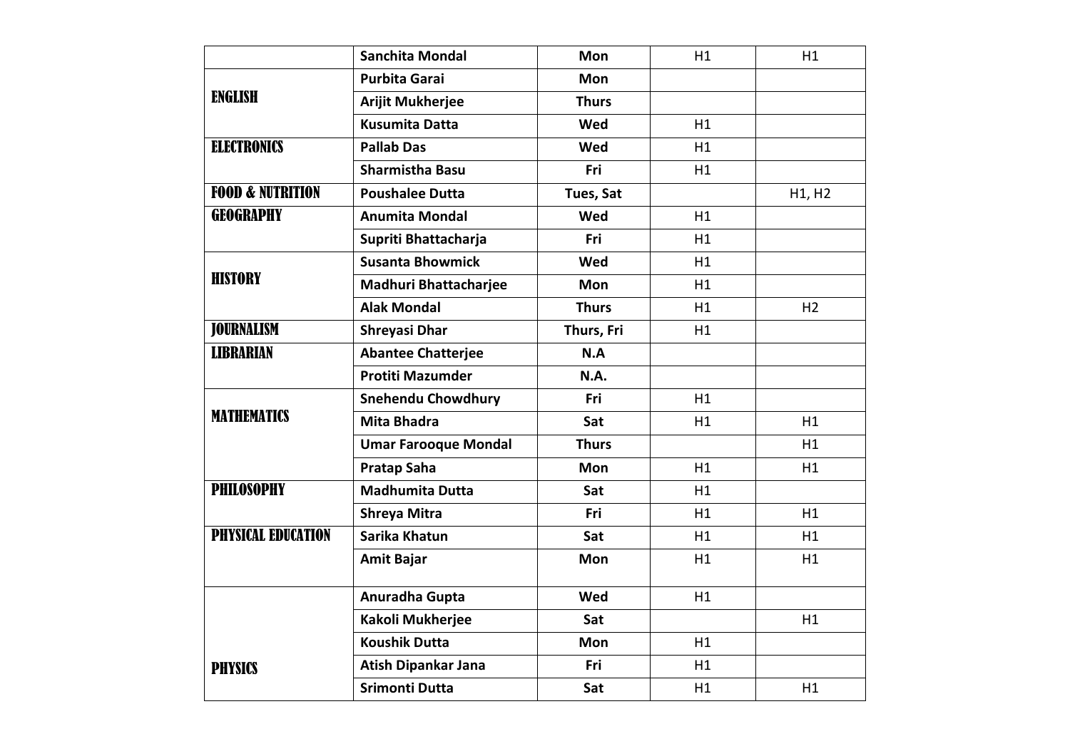| | | | | |
|---|---|---|---|---|
| | **Sanchita Mondal** | **Mon** | H1 | H1 |
| **ENGLISH** | **Purbita Garai** | **Mon** | | |
| | **Arijit Mukherjee** | **Thurs** | | |
| | **Kusumita Datta** | **Wed** | H1 | |
| **ELECTRONICS** | **Pallab Das** | **Wed** | H1 | |
| | **Sharmistha Basu** | **Fri** | H1 | |
| **FOOD & NUTRITION** | **Poushalee Dutta** | **Tues, Sat** | | H1, H2 |
| **GEOGRAPHY** | **Anumita Mondal** | **Wed** | H1 | |
| | **Supriti Bhattacharja** | **Fri** | H1 | |
| **HISTORY** | **Susanta Bhowmick** | **Wed** | H1 | |
| | **Madhuri Bhattacharjee** | **Mon** | H1 | |
| | **Alak Mondal** | **Thurs** | H1 | H2 |
| **JOURNALISM** | **Shreyasi Dhar** | **Thurs, Fri** | H1 | |
| **LIBRARIAN** | **Abantee Chatterjee** | **N.A** | | |
| | **Protiti Mazumder** | **N.A.** | | |
| **MATHEMATICS** | **Snehendu Chowdhury** | **Fri** | H1 | |
| | **Mita Bhadra** | **Sat** | H1 | H1 |
| | **Umar Farooque Mondal** | **Thurs** | | H1 |
| | **Pratap Saha** | **Mon** | H1 | H1 |
| **PHILOSOPHY** | **Madhumita Dutta** | **Sat** | H1 | |
| | **Shreya Mitra** | **Fri** | H1 | H1 |
| **PHYSICAL EDUCATION** | **Sarika Khatun** | **Sat** | H1 | H1 |
| | **Amit Bajar** | **Mon** | H1 | H1 |
| **PHYSICS** | **Anuradha Gupta** | **Wed** | H1 | |
| | **Kakoli Mukherjee** | **Sat** | | H1 |
| | **Koushik Dutta** | **Mon** | H1 | |
| | **Atish Dipankar Jana** | **Fri** | H1 | |
| | **Srimonti Dutta** | **Sat** | H1 | H1 |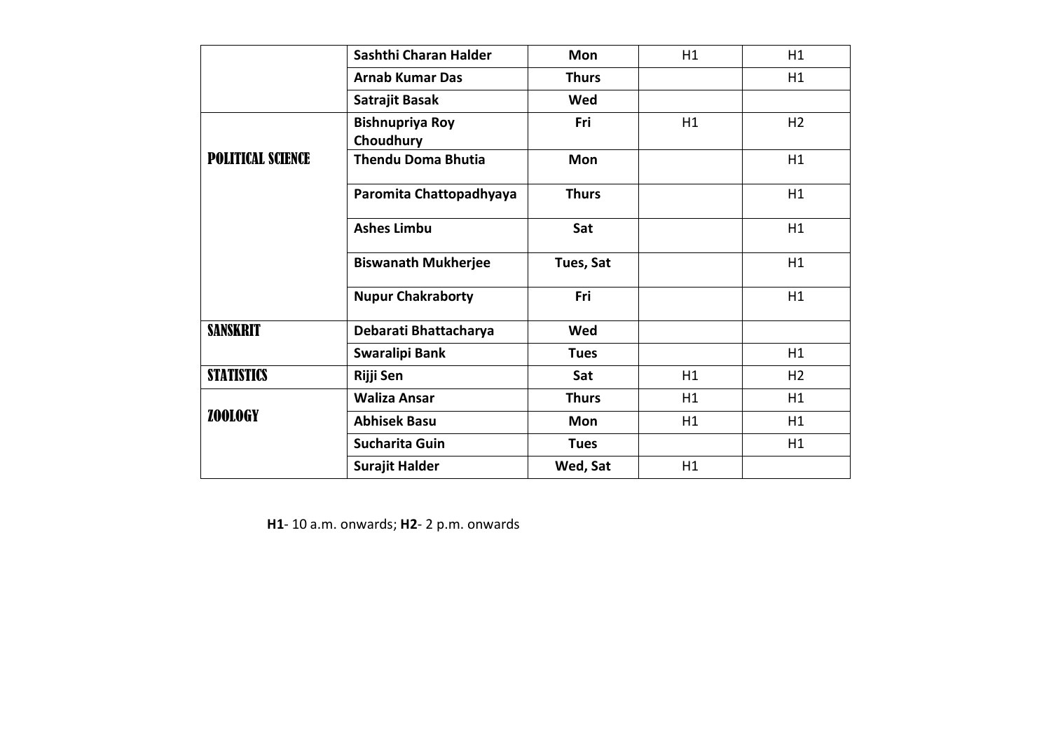| | | | | |
|---|---|---|---|---|
| | **Sashthi Charan Halder** | **Mon** | H1 | H1 |
| | **Arnab Kumar Das** | **Thurs** | | H1 |
| | **Satrajit Basak** | **Wed** | | |
| **POLITICAL SCIENCE** | **Bishnupriya Roy Choudhury** | **Fri** | H1 | H2 |
| | **Thendu Doma Bhutia** | **Mon** | | H1 |
| | **Paromita Chattopadhyaya** | **Thurs** | | H1 |
| | **Ashes Limbu** | **Sat** | | H1 |
| | **Biswanath Mukherjee** | **Tues, Sat** | | H1 |
| | **Nupur Chakraborty** | **Fri** | | H1 |
| **SANSKRIT** | **Debarati Bhattacharya** | **Wed** | | |
| | **Swaralipi Bank** | **Tues** | | H1 |
| **STATISTICS** | **Rijji Sen** | **Sat** | H1 | H2 |
| **ZOOLOGY** | **Waliza Ansar** | **Thurs** | H1 | H1 |
| | **Abhisek Basu** | **Mon** | H1 | H1 |
| | **Sucharita Guin** | **Tues** | | H1 |
| | **Surajit Halder** | **Wed, Sat** | H1 | |

**H1**- 10 a.m. onwards; **H2**- 2 p.m. onwards